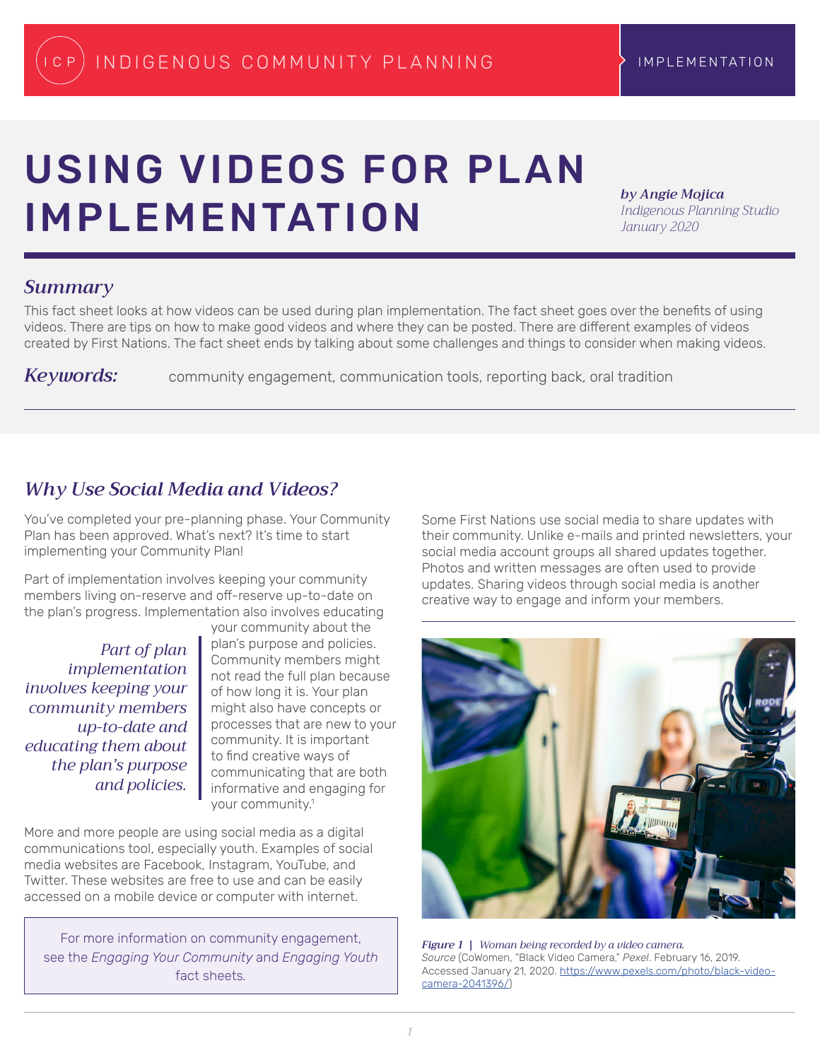# USING VIDEOS FOR PLAN IMPLEMENTATION

*by Angie Mojica*
*Indigenous Planning Studio*
*January 2020*

## Summary

This fact sheet looks at how videos can be used during plan implementation. The fact sheet goes over the benefits of using videos. There are tips on how to make good videos and where they can be posted. There are different examples of videos created by First Nations. The fact sheet ends by talking about some challenges and things to consider when making videos.

**Keywords:** community engagement, communication tools, reporting back, oral tradition

## Why Use Social Media and Videos?

You've completed your pre-planning phase. Your Community Plan has been approved. What's next? It's time to start implementing your Community Plan!

Part of implementation involves keeping your community members living on-reserve and off-reserve up-to-date on the plan's progress. Implementation also involves educating your community about the plan's purpose and policies. Community members might not read the full plan because of how long it is. Your plan might also have concepts or processes that are new to your community. It is important to find creative ways of communicating that are both informative and engaging for your community.[1]

> *Part of plan implementation involves keeping your community members up-to-date and educating them about the plan's purpose and policies.*

More and more people are using social media as a digital communications tool, especially youth. Examples of social media websites are Facebook, Instagram, YouTube, and Twitter. These websites are free to use and can be easily accessed on a mobile device or computer with internet.

> For more information on community engagement, see the *Engaging Your Community* and *Engaging Youth* fact sheets.

Some First Nations use social media to share updates with their community. Unlike e-mails and printed newsletters, your social media account groups all shared updates together. Photos and written messages are often used to provide updates. Sharing videos through social media is another creative way to engage and inform your members.

***Figure 1*** | *Woman being recorded by a video camera.*
*Source* (CoWomen, "Black Video Camera," *Pexel*. February 16, 2019. Accessed January 21, 2020. https://www.pexels.com/photo/black-video-camera-2041396/)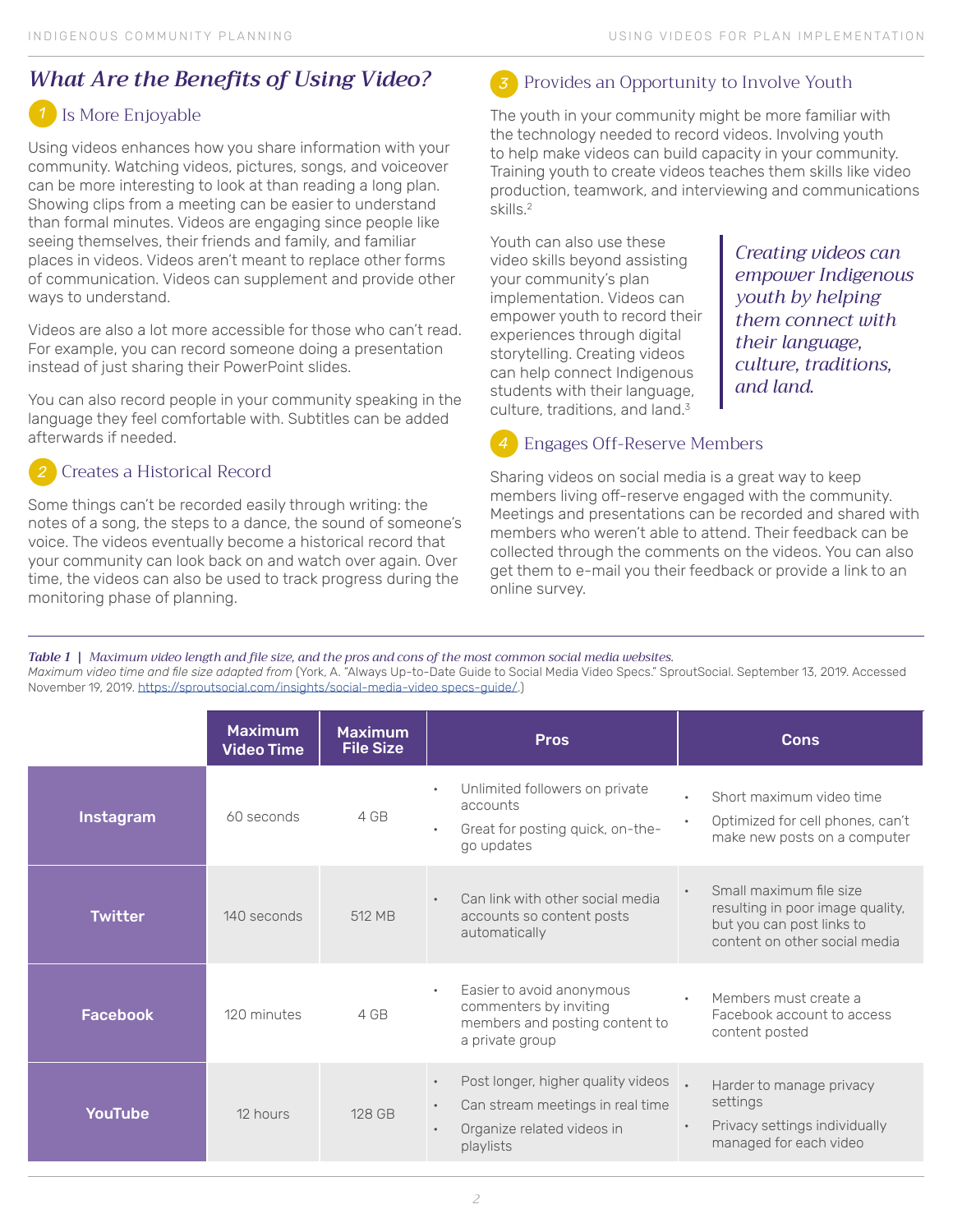## *What Are the Benefits of Using Video?*

### 1 Is More Enjoyable

Using videos enhances how you share information with your community. Watching videos, pictures, songs, and voiceover can be more interesting to look at than reading a long plan. Showing clips from a meeting can be easier to understand than formal minutes. Videos are engaging since people like seeing themselves, their friends and family, and familiar places in videos. Videos aren't meant to replace other forms of communication. Videos can supplement and provide other ways to understand.

Videos are also a lot more accessible for those who can't read. For example, you can record someone doing a presentation instead of just sharing their PowerPoint slides.

You can also record people in your community speaking in the language they feel comfortable with. Subtitles can be added afterwards if needed.

### 2 Creates a Historical Record

Some things can't be recorded easily through writing: the notes of a song, the steps to a dance, the sound of someone's voice. The videos eventually become a historical record that your community can look back on and watch over again. Over time, the videos can also be used to track progress during the monitoring phase of planning.

### 3 Provides an Opportunity to Involve Youth

The youth in your community might be more familiar with the technology needed to record videos. Involving youth to help make videos can build capacity in your community. Training youth to create videos teaches them skills like video production, teamwork, and interviewing and communications skills.[2]

Youth can also use these video skills beyond assisting your community's plan implementation. Videos can empower youth to record their experiences through digital storytelling. Creating videos can help connect Indigenous students with their language, culture, traditions, and land.[3]

> *Creating videos can empower Indigenous youth by helping them connect with their language, culture, traditions, and land.*

### 4 Engages Off-Reserve Members

Sharing videos on social media is a great way to keep members living off-reserve engaged with the community. Meetings and presentations can be recorded and shared with members who weren't able to attend. Their feedback can be collected through the comments on the videos. You can also get them to e-mail you their feedback or provide a link to an online survey.

***Table 1*** | *Maximum video length and file size, and the pros and cons of the most common social media websites.*
*Maximum video time and file size adapted from* (York, A. "Always Up-to-Date Guide to Social Media Video Specs." SproutSocial. September 13, 2019. Accessed November 19, 2019. https://sproutsocial.com/insights/social-media-video specs-guide/.)

| | Maximum Video Time | Maximum File Size | Pros | Cons |
|---|---|---|---|---|
| **Instagram** | 60 seconds | 4 GB | • Unlimited followers on private accounts<br>• Great for posting quick, on-the-go updates | • Short maximum video time<br>• Optimized for cell phones, can't make new posts on a computer |
| **Twitter** | 140 seconds | 512 MB | • Can link with other social media accounts so content posts automatically | • Small maximum file size resulting in poor image quality, but you can post links to content on other social media |
| **Facebook** | 120 minutes | 4 GB | • Easier to avoid anonymous commenters by inviting members and posting content to a private group | • Members must create a Facebook account to access content posted |
| **YouTube** | 12 hours | 128 GB | • Post longer, higher quality videos<br>• Can stream meetings in real time<br>• Organize related videos in playlists | • Harder to manage privacy settings<br>• Privacy settings individually managed for each video |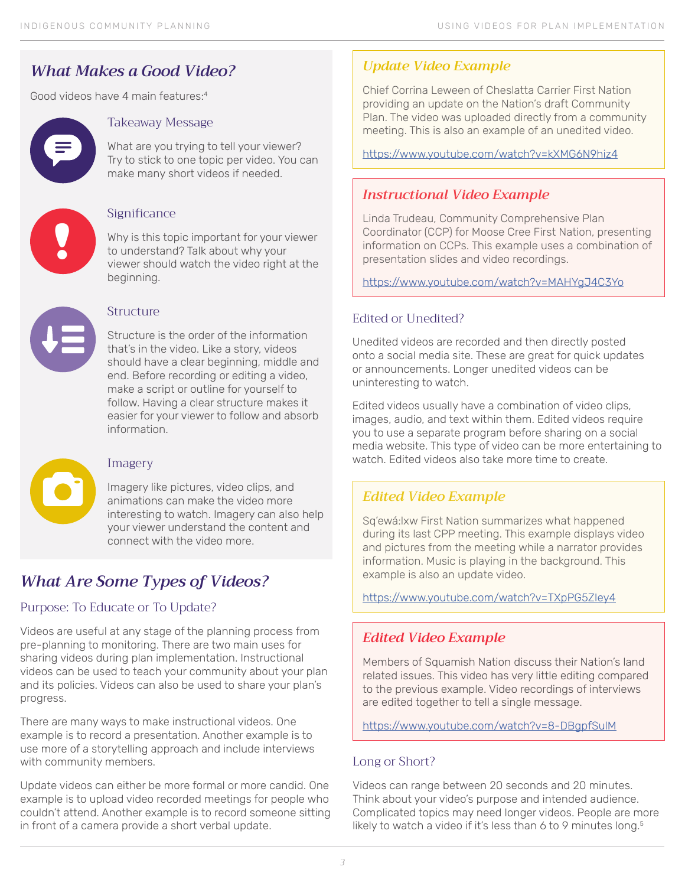## *What Makes a Good Video?*

Good videos have 4 main features:[4]

### Takeaway Message

What are you trying to tell your viewer? Try to stick to one topic per video. You can make many short videos if needed.

### Significance

Why is this topic important for your viewer to understand? Talk about why your viewer should watch the video right at the beginning.

### Structure

Structure is the order of the information that's in the video. Like a story, videos should have a clear beginning, middle and end. Before recording or editing a video, make a script or outline for yourself to follow. Having a clear structure makes it easier for your viewer to follow and absorb information.

### Imagery

Imagery like pictures, video clips, and animations can make the video more interesting to watch. Imagery can also help your viewer understand the content and connect with the video more.

## *What Are Some Types of Videos?*

### Purpose: To Educate or To Update?

Videos are useful at any stage of the planning process from pre-planning to monitoring. There are two main uses for sharing videos during plan implementation. Instructional videos can be used to teach your community about your plan and its policies. Videos can also be used to share your plan's progress.

There are many ways to make instructional videos. One example is to record a presentation. Another example is to use more of a storytelling approach and include interviews with community members.

Update videos can either be more formal or more candid. One example is to upload video recorded meetings for people who couldn't attend. Another example is to record someone sitting in front of a camera provide a short verbal update.

### *Update Video Example*

Chief Corrina Leween of Cheslatta Carrier First Nation providing an update on the Nation's draft Community Plan. The video was uploaded directly from a community meeting. This is also an example of an unedited video.

https://www.youtube.com/watch?v=kXMG6N9hiz4

### *Instructional Video Example*

Linda Trudeau, Community Comprehensive Plan Coordinator (CCP) for Moose Cree First Nation, presenting information on CCPs. This example uses a combination of presentation slides and video recordings.

https://www.youtube.com/watch?v=MAHYgJ4C3Yo

### Edited or Unedited?

Unedited videos are recorded and then directly posted onto a social media site. These are great for quick updates or announcements. Longer unedited videos can be uninteresting to watch.

Edited videos usually have a combination of video clips, images, audio, and text within them. Edited videos require you to use a separate program before sharing on a social media website. This type of video can be more entertaining to watch. Edited videos also take more time to create.

### *Edited Video Example*

Sq'ewá:lxw First Nation summarizes what happened during its last CPP meeting. This example displays video and pictures from the meeting while a narrator provides information. Music is playing in the background. This example is also an update video.

https://www.youtube.com/watch?v=TXpPG5Zley4

### *Edited Video Example*

Members of Squamish Nation discuss their Nation's land related issues. This video has very little editing compared to the previous example. Video recordings of interviews are edited together to tell a single message.

https://www.youtube.com/watch?v=8-DBgpfSulM

### Long or Short?

Videos can range between 20 seconds and 20 minutes. Think about your video's purpose and intended audience. Complicated topics may need longer videos. People are more likely to watch a video if it's less than 6 to 9 minutes long.[5]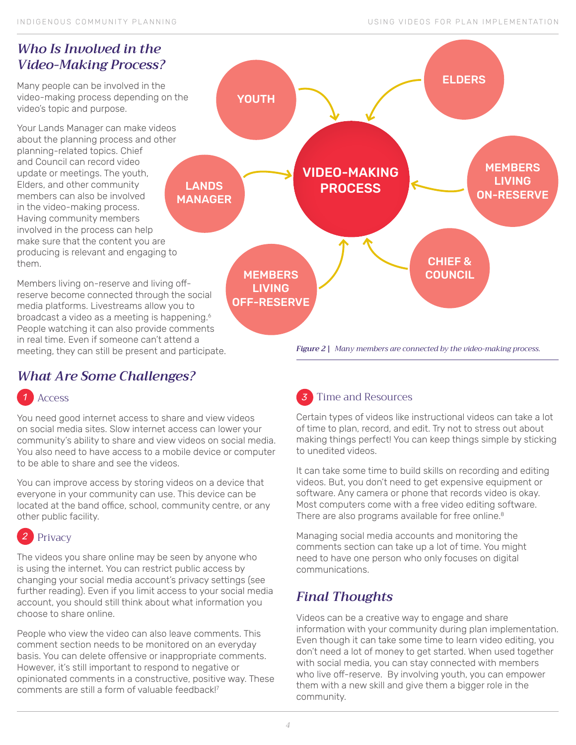## *Who Is Involved in the Video-Making Process?*

Many people can be involved in the video-making process depending on the video's topic and purpose.

Your Lands Manager can make videos about the planning process and other planning-related topics. Chief and Council can record video update or meetings. The youth, Elders, and other community members can also be involved in the video-making process. Having community members involved in the process can help make sure that the content you are producing is relevant and engaging to them.

Members living on-reserve and living off-reserve become connected through the social media platforms. Livestreams allow you to broadcast a video as a meeting is happening.[6] People watching it can also provide comments in real time. Even if someone can't attend a meeting, they can still be present and participate.

YOUTH
ELDERS
LANDS MANAGER
VIDEO-MAKING PROCESS
MEMBERS LIVING ON-RESERVE
CHIEF & COUNCIL
MEMBERS LIVING OFF-RESERVE

*Figure 2 | Many members are connected by the video-making process.*

## *What Are Some Challenges?*

### 1 Access

You need good internet access to share and view videos on social media sites. Slow internet access can lower your community's ability to share and view videos on social media. You also need to have access to a mobile device or computer to be able to share and see the videos.

You can improve access by storing videos on a device that everyone in your community can use. This device can be located at the band office, school, community centre, or any other public facility.

### 2 Privacy

The videos you share online may be seen by anyone who is using the internet. You can restrict public access by changing your social media account's privacy settings (see further reading). Even if you limit access to your social media account, you should still think about what information you choose to share online.

People who view the video can also leave comments. This comment section needs to be monitored on an everyday basis. You can delete offensive or inappropriate comments. However, it's still important to respond to negative or opinionated comments in a constructive, positive way. These comments are still a form of valuable feedback![7]

### 3 Time and Resources

Certain types of videos like instructional videos can take a lot of time to plan, record, and edit. Try not to stress out about making things perfect! You can keep things simple by sticking to unedited videos.

It can take some time to build skills on recording and editing videos. But, you don't need to get expensive equipment or software. Any camera or phone that records video is okay. Most computers come with a free video editing software. There are also programs available for free online.[8]

Managing social media accounts and monitoring the comments section can take up a lot of time. You might need to have one person who only focuses on digital communications.

## *Final Thoughts*

Videos can be a creative way to engage and share information with your community during plan implementation. Even though it can take some time to learn video editing, you don't need a lot of money to get started. When used together with social media, you can stay connected with members who live off-reserve. By involving youth, you can empower them with a new skill and give them a bigger role in the community.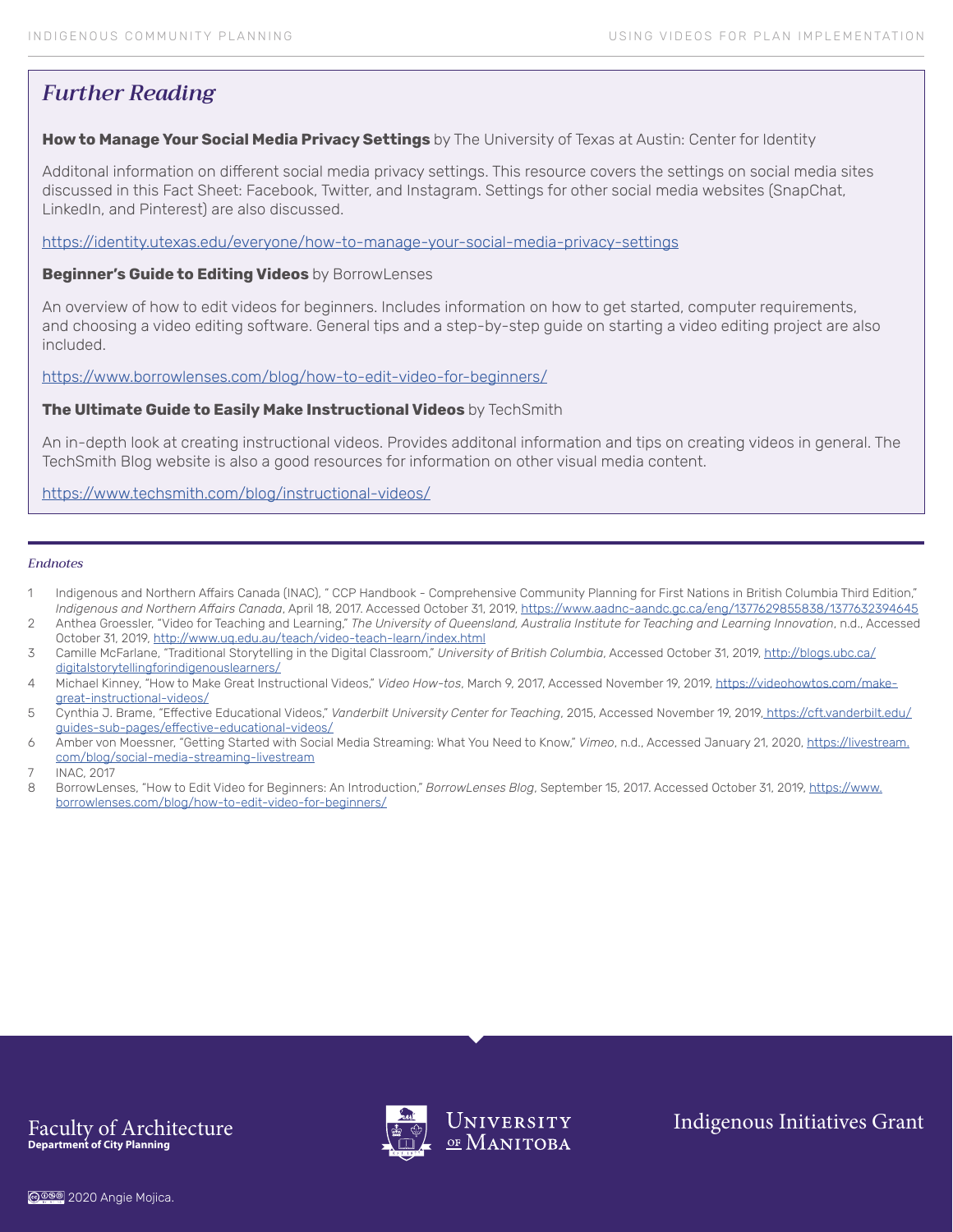## *Further Reading*

**How to Manage Your Social Media Privacy Settings** by The University of Texas at Austin: Center for Identity

Additonal information on different social media privacy settings. This resource covers the settings on social media sites discussed in this Fact Sheet: Facebook, Twitter, and Instagram. Settings for other social media websites (SnapChat, LinkedIn, and Pinterest) are also discussed.

https://identity.utexas.edu/everyone/how-to-manage-your-social-media-privacy-settings

**Beginner's Guide to Editing Videos** by BorrowLenses

An overview of how to edit videos for beginners. Includes information on how to get started, computer requirements, and choosing a video editing software. General tips and a step-by-step guide on starting a video editing project are also included.

https://www.borrowlenses.com/blog/how-to-edit-video-for-beginners/

**The Ultimate Guide to Easily Make Instructional Videos** by TechSmith

An in-depth look at creating instructional videos. Provides additonal information and tips on creating videos in general. The TechSmith Blog website is also a good resources for information on other visual media content.

https://www.techsmith.com/blog/instructional-videos/

### *Endnotes*

1. Indigenous and Northern Affairs Canada (INAC), " CCP Handbook - Comprehensive Community Planning for First Nations in British Columbia Third Edition," *Indigenous and Northern Affairs Canada*, April 18, 2017. Accessed October 31, 2019, https://www.aadnc-aandc.gc.ca/eng/1377629855838/1377632394645
2. Anthea Groessler, "Video for Teaching and Learning," *The University of Queensland, Australia Institute for Teaching and Learning Innovation*, n.d., Accessed October 31, 2019, http://www.uq.edu.au/teach/video-teach-learn/index.html
3. Camille McFarlane, "Traditional Storytelling in the Digital Classroom," *University of British Columbia*, Accessed October 31, 2019, http://blogs.ubc.ca/digitalstorytellingforindigenouslearners/
4. Michael Kinney, "How to Make Great Instructional Videos," *Video How-tos*, March 9, 2017, Accessed November 19, 2019, https://videohowtos.com/make-great-instructional-videos/
5. Cynthia J. Brame, "Effective Educational Videos," *Vanderbilt University Center for Teaching*, 2015, Accessed November 19, 2019, https://cft.vanderbilt.edu/guides-sub-pages/effective-educational-videos/
6. Amber von Moessner, "Getting Started with Social Media Streaming: What You Need to Know," *Vimeo*, n.d., Accessed January 21, 2020, https://livestream.com/blog/social-media-streaming-livestream
7. INAC, 2017
8. BorrowLenses, "How to Edit Video for Beginners: An Introduction," *BorrowLenses Blog*, September 15, 2017. Accessed October 31, 2019, https://www.borrowlenses.com/blog/how-to-edit-video-for-beginners/

Faculty of Architecture
**Department of City Planning**

University of Manitoba

Indigenous Initiatives Grant

2020 Angie Mojica.